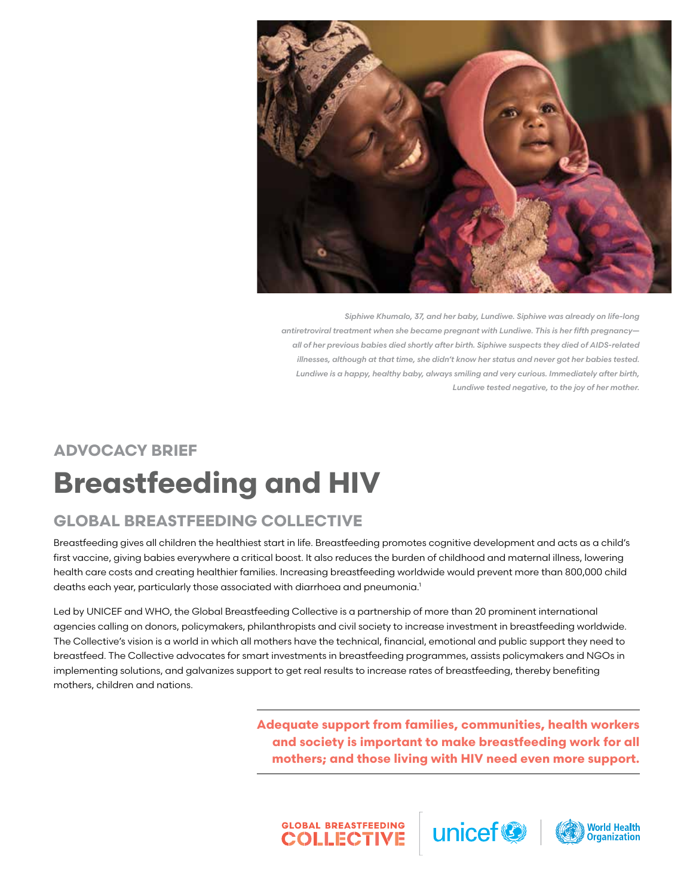*Siphiwe Khumalo, 37, and her baby, Lundiwe. Siphiwe was already on life-long antiretroviral treatment when she became pregnant with Lundiwe. This is her fifth pregnancy—all of her previous babies died shortly after birth. Siphiwe suspects they died of AIDS-related illnesses, although at that time, she didn't know her status and never got her babies tested. Lundiwe is a happy, healthy baby, always smiling and very curious. Immediately after birth, Lundiwe tested negative, to the joy of her mother.*

## ADVOCACY BRIEF

# Breastfeeding and HIV

## GLOBAL BREASTFEEDING COLLECTIVE

Breastfeeding gives all children the healthiest start in life. Breastfeeding promotes cognitive development and acts as a child's first vaccine, giving babies everywhere a critical boost. It also reduces the burden of childhood and maternal illness, lowering health care costs and creating healthier families. Increasing breastfeeding worldwide would prevent more than 800,000 child deaths each year, particularly those associated with diarrhoea and pneumonia.[1]

Led by UNICEF and WHO, the Global Breastfeeding Collective is a partnership of more than 20 prominent international agencies calling on donors, policymakers, philanthropists and civil society to increase investment in breastfeeding worldwide. The Collective's vision is a world in which all mothers have the technical, financial, emotional and public support they need to breastfeed. The Collective advocates for smart investments in breastfeeding programmes, assists policymakers and NGOs in implementing solutions, and galvanizes support to get real results to increase rates of breastfeeding, thereby benefiting mothers, children and nations.

**Adequate support from families, communities, health workers and society is important to make breastfeeding work for all mothers; and those living with HIV need even more support.**

GLOBAL BREASTFEEDING COLLECTIVE | unicef | World Health Organization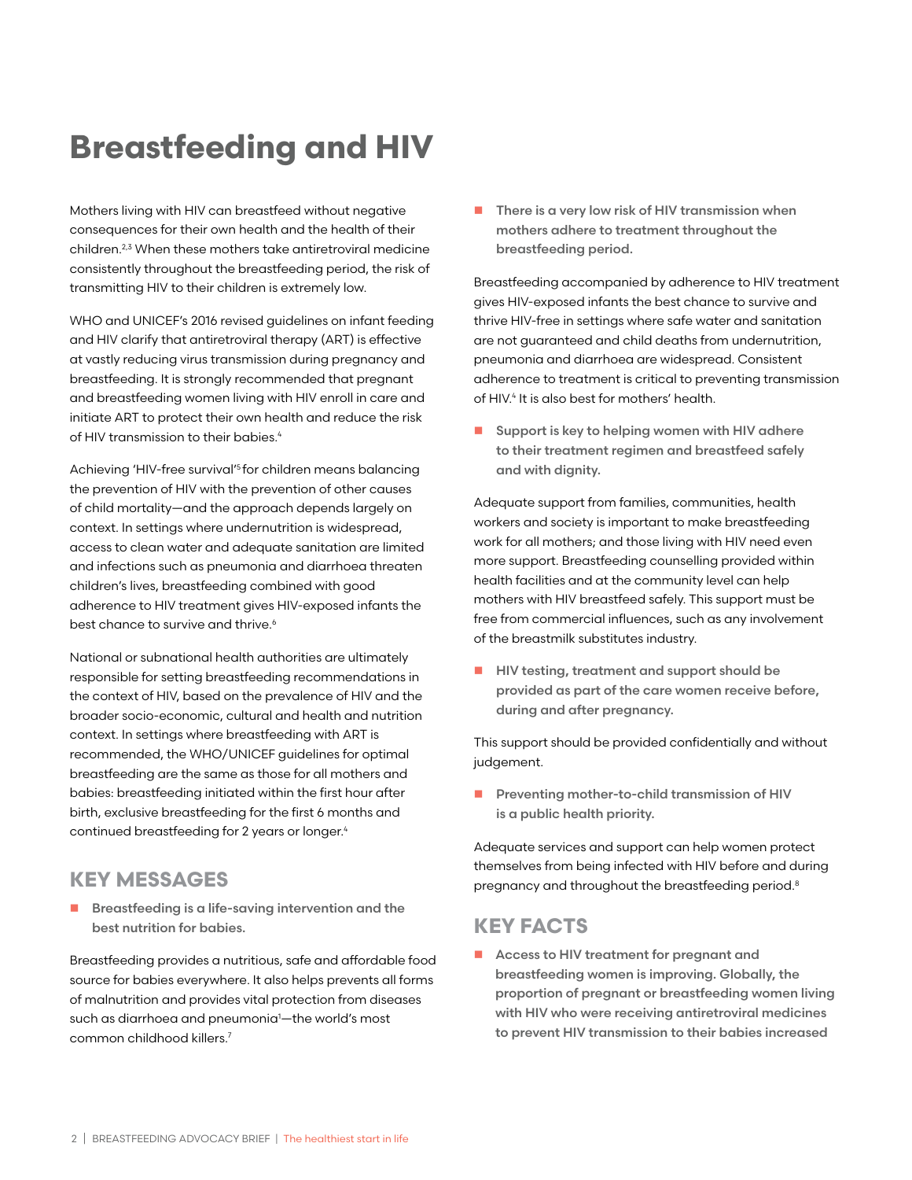# Breastfeeding and HIV

Mothers living with HIV can breastfeed without negative consequences for their own health and the health of their children.[2,3] When these mothers take antiretroviral medicine consistently throughout the breastfeeding period, the risk of transmitting HIV to their children is extremely low.

WHO and UNICEF's 2016 revised guidelines on infant feeding and HIV clarify that antiretroviral therapy (ART) is effective at vastly reducing virus transmission during pregnancy and breastfeeding. It is strongly recommended that pregnant and breastfeeding women living with HIV enroll in care and initiate ART to protect their own health and reduce the risk of HIV transmission to their babies.[4]

Achieving 'HIV-free survival'[5] for children means balancing the prevention of HIV with the prevention of other causes of child mortality—and the approach depends largely on context. In settings where undernutrition is widespread, access to clean water and adequate sanitation are limited and infections such as pneumonia and diarrhoea threaten children's lives, breastfeeding combined with good adherence to HIV treatment gives HIV-exposed infants the best chance to survive and thrive.[6]

National or subnational health authorities are ultimately responsible for setting breastfeeding recommendations in the context of HIV, based on the prevalence of HIV and the broader socio-economic, cultural and health and nutrition context. In settings where breastfeeding with ART is recommended, the WHO/UNICEF guidelines for optimal breastfeeding are the same as those for all mothers and babies: breastfeeding initiated within the first hour after birth, exclusive breastfeeding for the first 6 months and continued breastfeeding for 2 years or longer.[4]

## KEY MESSAGES

- **Breastfeeding is a life-saving intervention and the best nutrition for babies.**

Breastfeeding provides a nutritious, safe and affordable food source for babies everywhere. It also helps prevents all forms of malnutrition and provides vital protection from diseases such as diarrhoea and pneumonia[1]—the world's most common childhood killers.[7]

- **There is a very low risk of HIV transmission when mothers adhere to treatment throughout the breastfeeding period.**

Breastfeeding accompanied by adherence to HIV treatment gives HIV-exposed infants the best chance to survive and thrive HIV-free in settings where safe water and sanitation are not guaranteed and child deaths from undernutrition, pneumonia and diarrhoea are widespread. Consistent adherence to treatment is critical to preventing transmission of HIV.[4] It is also best for mothers' health.

- **Support is key to helping women with HIV adhere to their treatment regimen and breastfeed safely and with dignity.**

Adequate support from families, communities, health workers and society is important to make breastfeeding work for all mothers; and those living with HIV need even more support. Breastfeeding counselling provided within health facilities and at the community level can help mothers with HIV breastfeed safely. This support must be free from commercial influences, such as any involvement of the breastmilk substitutes industry.

- **HIV testing, treatment and support should be provided as part of the care women receive before, during and after pregnancy.**

This support should be provided confidentially and without judgement.

- **Preventing mother-to-child transmission of HIV is a public health priority.**

Adequate services and support can help women protect themselves from being infected with HIV before and during pregnancy and throughout the breastfeeding period.[8]

## KEY FACTS

- **Access to HIV treatment for pregnant and breastfeeding women is improving. Globally, the proportion of pregnant or breastfeeding women living with HIV who were receiving antiretroviral medicines to prevent HIV transmission to their babies increased**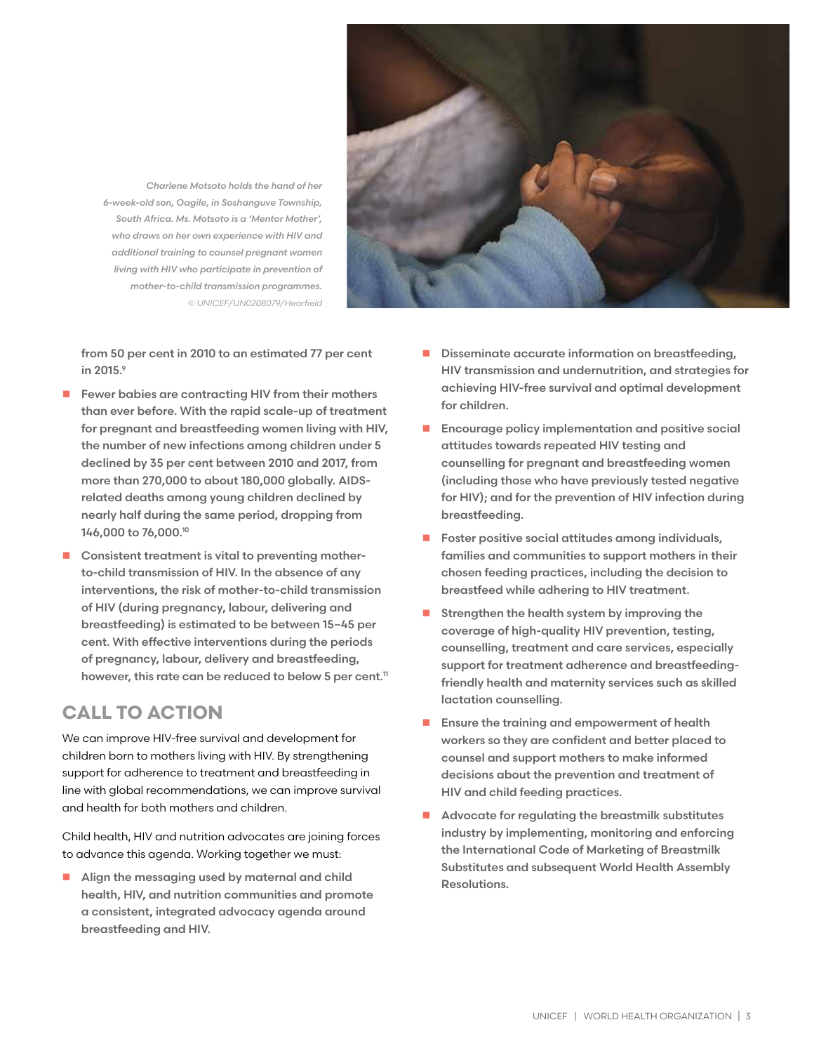*Charlene Motsoto holds the hand of her 6-week-old son, Oagile, in Soshanguve Township, South Africa. Ms. Motsoto is a 'Mentor Mother', who draws on her own experience with HIV and additional training to counsel pregnant women living with HIV who participate in prevention of mother-to-child transmission programmes.*
*© UNICEF/UN0208079/Hearfield*

**from 50 per cent in 2010 to an estimated 77 per cent in 2015.[9]**

- **Fewer babies are contracting HIV from their mothers than ever before. With the rapid scale-up of treatment for pregnant and breastfeeding women living with HIV, the number of new infections among children under 5 declined by 35 per cent between 2010 and 2017, from more than 270,000 to about 180,000 globally. AIDS-related deaths among young children declined by nearly half during the same period, dropping from 146,000 to 76,000.[10]**
- **Consistent treatment is vital to preventing mother-to-child transmission of HIV. In the absence of any interventions, the risk of mother-to-child transmission of HIV (during pregnancy, labour, delivering and breastfeeding) is estimated to be between 15–45 per cent. With effective interventions during the periods of pregnancy, labour, delivery and breastfeeding, however, this rate can be reduced to below 5 per cent.[11]**

## CALL TO ACTION

We can improve HIV-free survival and development for children born to mothers living with HIV. By strengthening support for adherence to treatment and breastfeeding in line with global recommendations, we can improve survival and health for both mothers and children.

Child health, HIV and nutrition advocates are joining forces to advance this agenda. Working together we must:

- **Align the messaging used by maternal and child health, HIV, and nutrition communities and promote a consistent, integrated advocacy agenda around breastfeeding and HIV.**
- **Disseminate accurate information on breastfeeding, HIV transmission and undernutrition, and strategies for achieving HIV-free survival and optimal development for children.**
- **Encourage policy implementation and positive social attitudes towards repeated HIV testing and counselling for pregnant and breastfeeding women (including those who have previously tested negative for HIV); and for the prevention of HIV infection during breastfeeding.**
- **Foster positive social attitudes among individuals, families and communities to support mothers in their chosen feeding practices, including the decision to breastfeed while adhering to HIV treatment.**
- **Strengthen the health system by improving the coverage of high-quality HIV prevention, testing, counselling, treatment and care services, especially support for treatment adherence and breastfeeding-friendly health and maternity services such as skilled lactation counselling.**
- **Ensure the training and empowerment of health workers so they are confident and better placed to counsel and support mothers to make informed decisions about the prevention and treatment of HIV and child feeding practices.**
- **Advocate for regulating the breastmilk substitutes industry by implementing, monitoring and enforcing the International Code of Marketing of Breastmilk Substitutes and subsequent World Health Assembly Resolutions.**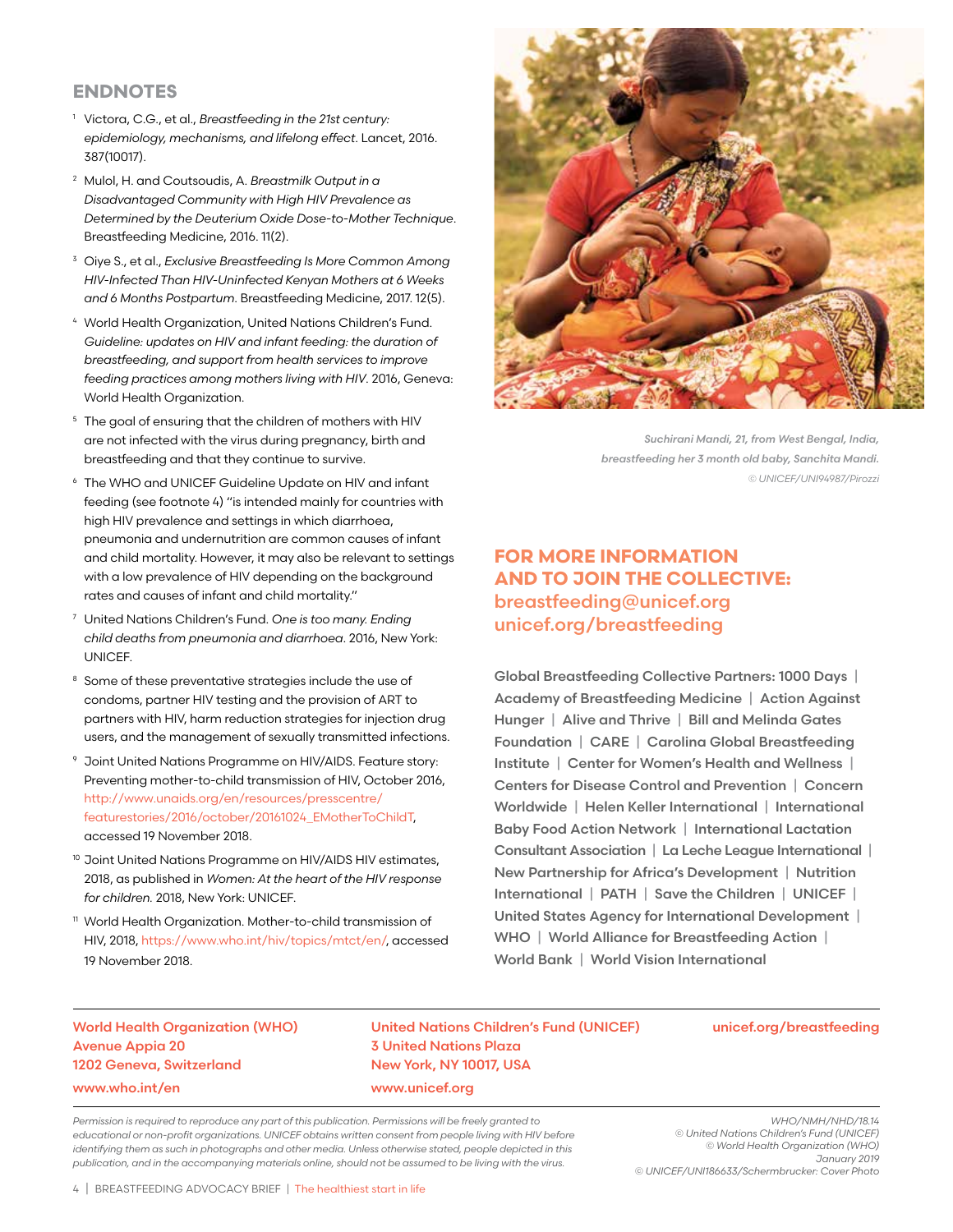## ENDNOTES

1. Victora, C.G., et al., *Breastfeeding in the 21st century: epidemiology, mechanisms, and lifelong effect*. Lancet, 2016. 387(10017).
2. Mulol, H. and Coutsoudis, A. *Breastmilk Output in a Disadvantaged Community with High HIV Prevalence as Determined by the Deuterium Oxide Dose-to-Mother Technique*. Breastfeeding Medicine, 2016. 11(2).
3. Oiye S., et al., *Exclusive Breastfeeding Is More Common Among HIV-Infected Than HIV-Uninfected Kenyan Mothers at 6 Weeks and 6 Months Postpartum*. Breastfeeding Medicine, 2017. 12(5).
4. World Health Organization, United Nations Children's Fund. *Guideline: updates on HIV and infant feeding: the duration of breastfeeding, and support from health services to improve feeding practices among mothers living with HIV*. 2016, Geneva: World Health Organization.
5. The goal of ensuring that the children of mothers with HIV are not infected with the virus during pregnancy, birth and breastfeeding and that they continue to survive.
6. The WHO and UNICEF Guideline Update on HIV and infant feeding (see footnote 4) "is intended mainly for countries with high HIV prevalence and settings in which diarrhoea, pneumonia and undernutrition are common causes of infant and child mortality. However, it may also be relevant to settings with a low prevalence of HIV depending on the background rates and causes of infant and child mortality."
7. United Nations Children's Fund. *One is too many. Ending child deaths from pneumonia and diarrhoea*. 2016, New York: UNICEF.
8. Some of these preventative strategies include the use of condoms, partner HIV testing and the provision of ART to partners with HIV, harm reduction strategies for injection drug users, and the management of sexually transmitted infections.
9. Joint United Nations Programme on HIV/AIDS. Feature story: Preventing mother-to-child transmission of HIV, October 2016, http://www.unaids.org/en/resources/presscentre/featurestories/2016/october/20161024_EMotherToChildT, accessed 19 November 2018.
10. Joint United Nations Programme on HIV/AIDS HIV estimates, 2018, as published in *Women: At the heart of the HIV response for children*. 2018, New York: UNICEF.
11. World Health Organization. Mother-to-child transmission of HIV, 2018, https://www.who.int/hiv/topics/mtct/en/, accessed 19 November 2018.

*Suchirani Mandi, 21, from West Bengal, India, breastfeeding her 3 month old baby, Sanchita Mandi.*
*© UNICEF/UNI94987/Pirozzi*

## FOR MORE INFORMATION AND TO JOIN THE COLLECTIVE:

**breastfeeding@unicef.org**
**unicef.org/breastfeeding**

**Global Breastfeeding Collective Partners: 1000 Days | Academy of Breastfeeding Medicine | Action Against Hunger | Alive and Thrive | Bill and Melinda Gates Foundation | CARE | Carolina Global Breastfeeding Institute | Center for Women's Health and Wellness | Centers for Disease Control and Prevention | Concern Worldwide | Helen Keller International | International Baby Food Action Network | International Lactation Consultant Association | La Leche League International | New Partnership for Africa's Development | Nutrition International | PATH | Save the Children | UNICEF | United States Agency for International Development | WHO | World Alliance for Breastfeeding Action | World Bank | World Vision International**

**World Health Organization (WHO)**
**Avenue Appia 20**
**1202 Geneva, Switzerland**
**www.who.int/en**

**United Nations Children's Fund (UNICEF)**
**3 United Nations Plaza**
**New York, NY 10017, USA**
**www.unicef.org**

**unicef.org/breastfeeding**

*Permission is required to reproduce any part of this publication. Permissions will be freely granted to educational or non-profit organizations. UNICEF obtains written consent from people living with HIV before identifying them as such in photographs and other media. Unless otherwise stated, people depicted in this publication, and in the accompanying materials online, should not be assumed to be living with the virus.*

*WHO/NMH/NHD/18.14*
*© United Nations Children's Fund (UNICEF)*
*© World Health Organization (WHO)*
*January 2019*
*© UNICEF/UNI186633/Schermbrucker: Cover Photo*